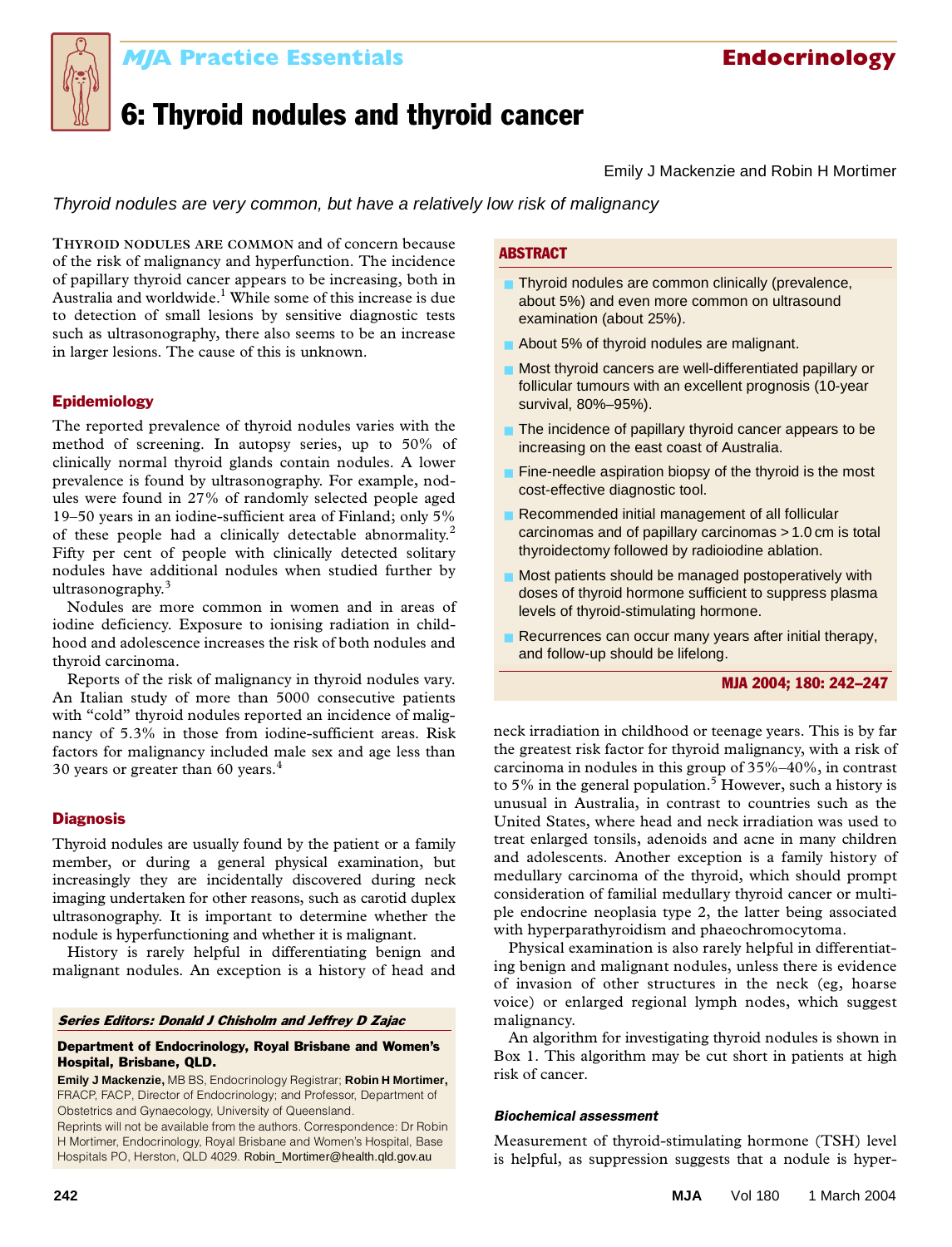# 6: Thyroid nodules and thyroid cancer

Emily J Mackenzie and Robin H Mortimer

*Thyroid nodules are very common, but have a relatively low risk of malignancy*

## ABSTRACT

- Thyroid nodules are common clinically (prevalence, about 5%) and even more common on ultrasound examination (about 25%).
- About 5% of thyroid nodules are malignant.
- Most thyroid cancers are well-differentiated papillary or follicular tumours with an excellent prognosis (10-year survival, 80%–95%).
- The incidence of papillary thyroid cancer appears to be increasing on the east coast of Australia.
- Fine-needle aspiration biopsy of the thyroid is the most cost-effective diagnostic tool.
- Recommended initial management of all follicular carcinomas and of papillary carcinomas > 1.0 cm is total thyroidectomy followed by radioiodine ablation.
- Most patients should be managed postoperatively with doses of thyroid hormone sufficient to suppress plasma levels of thyroid-stimulating hormone.
- Recurrences can occur many years after initial therapy, and follow-up should be lifelong.

**MJA 2004; 180: 242–247**

**THYROID NODULES ARE COMMON** and of concern because of the risk of malignancy and hyperfunction. The incidence of papillary thyroid cancer appears to be increasing, both in Australia and worldwide.[1] While some of this increase is due to detection of small lesions by sensitive diagnostic tests such as ultrasonography, there also seems to be an increase in larger lesions. The cause of this is unknown.

## Epidemiology

The reported prevalence of thyroid nodules varies with the method of screening. In autopsy series, up to 50% of clinically normal thyroid glands contain nodules. A lower prevalence is found by ultrasonography. For example, nodules were found in 27% of randomly selected people aged 19–50 years in an iodine-sufficient area of Finland; only 5% of these people had a clinically detectable abnormality.[2] Fifty per cent of people with clinically detected solitary nodules have additional nodules when studied further by ultrasonography.[3]

Nodules are more common in women and in areas of iodine deficiency. Exposure to ionising radiation in childhood and adolescence increases the risk of both nodules and thyroid carcinoma.

Reports of the risk of malignancy in thyroid nodules vary. An Italian study of more than 5000 consecutive patients with "cold" thyroid nodules reported an incidence of malignancy of 5.3% in those from iodine-sufficient areas. Risk factors for malignancy included male sex and age less than 30 years or greater than 60 years.[4]

## Diagnosis

Thyroid nodules are usually found by the patient or a family member, or during a general physical examination, but increasingly they are incidentally discovered during neck imaging undertaken for other reasons, such as carotid duplex ultrasonography. It is important to determine whether the nodule is hyperfunctioning and whether it is malignant.

History is rarely helpful in differentiating benign and malignant nodules. An exception is a history of head and neck irradiation in childhood or teenage years. This is by far the greatest risk factor for thyroid malignancy, with a risk of carcinoma in nodules in this group of 35%–40%, in contrast to 5% in the general population.[5] However, such a history is unusual in Australia, in contrast to countries such as the United States, where head and neck irradiation was used to treat enlarged tonsils, adenoids and acne in many children and adolescents. Another exception is a family history of medullary carcinoma of the thyroid, which should prompt consideration of familial medullary thyroid cancer or multiple endocrine neoplasia type 2, the latter being associated with hyperparathyroidism and phaeochromocytoma.

Physical examination is also rarely helpful in differentiating benign and malignant nodules, unless there is evidence of invasion of other structures in the neck (eg, hoarse voice) or enlarged regional lymph nodes, which suggest malignancy.

An algorithm for investigating thyroid nodules is shown in Box 1. This algorithm may be cut short in patients at high risk of cancer.

### *Biochemical assessment*

Measurement of thyroid-stimulating hormone (TSH) level is helpful, as suppression suggests that a nodule is hyper-

***Series Editors: Donald J Chisholm and Jeffrey D Zajac***

**Department of Endocrinology, Royal Brisbane and Women's Hospital, Brisbane, QLD.**

**Emily J Mackenzie,** MB BS, Endocrinology Registrar; **Robin H Mortimer,** FRACP, FACP, Director of Endocrinology; and Professor, Department of Obstetrics and Gynaecology, University of Queensland.

Reprints will not be available from the authors. Correspondence: Dr Robin H Mortimer, Endocrinology, Royal Brisbane and Women's Hospital, Base Hospitals PO, Herston, QLD 4029. Robin_Mortimer@health.qld.gov.au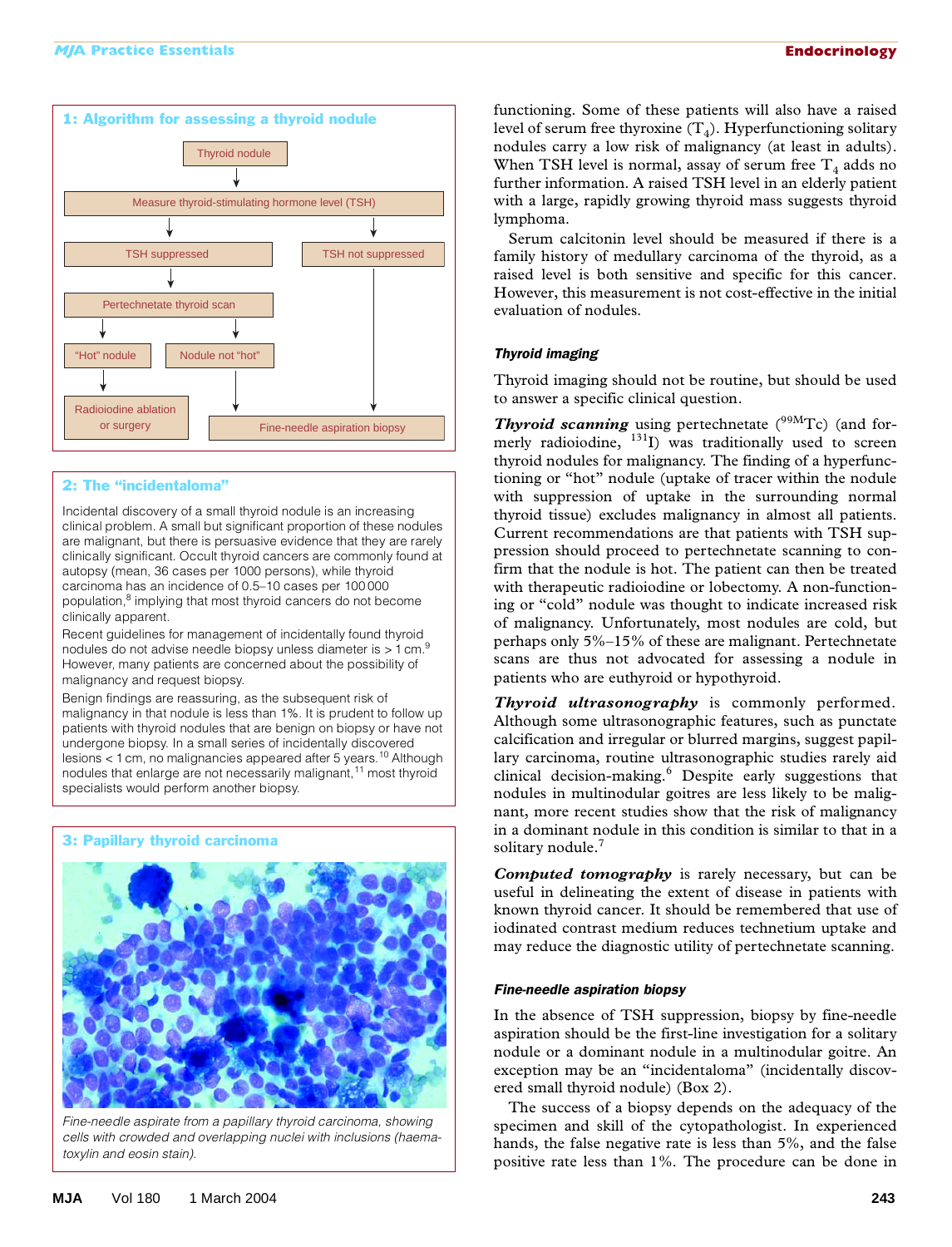### 1: Algorithm for assessing a thyroid nodule

- Thyroid nodule
  - Measure thyroid-stimulating hormone level (TSH)
    - TSH suppressed
      - Pertechnetate thyroid scan
        - "Hot" nodule → Radioiodine ablation or surgery
        - Nodule not "hot" → Fine-needle aspiration biopsy
    - TSH not suppressed → Fine-needle aspiration biopsy

### 2: The "incidentaloma"

Incidental discovery of a small thyroid nodule is an increasing clinical problem. A small but significant proportion of these nodules are malignant, but there is persuasive evidence that they are rarely clinically significant. Occult thyroid cancers are commonly found at autopsy (mean, 36 cases per 1000 persons), while thyroid carcinoma has an incidence of 0.5–10 cases per 100 000 population,[8] implying that most thyroid cancers do not become clinically apparent.

Recent guidelines for management of incidentally found thyroid nodules do not advise needle biopsy unless diameter is > 1 cm.[9] However, many patients are concerned about the possibility of malignancy and request biopsy.

Benign findings are reassuring, as the subsequent risk of malignancy in that nodule is less than 1%. It is prudent to follow up patients with thyroid nodules that are benign on biopsy or have not undergone biopsy. In a small series of incidentally discovered lesions < 1 cm, no malignancies appeared after 5 years.[10] Although nodules that enlarge are not necessarily malignant,[11] most thyroid specialists would perform another biopsy.

### 3: Papillary thyroid carcinoma

*Fine-needle aspirate from a papillary thyroid carcinoma, showing cells with crowded and overlapping nuclei with inclusions (haematoxylin and eosin stain).*

functioning. Some of these patients will also have a raised level of serum free thyroxine ($T_4$). Hyperfunctioning solitary nodules carry a low risk of malignancy (at least in adults). When TSH level is normal, assay of serum free $T_4$ adds no further information. A raised TSH level in an elderly patient with a large, rapidly growing thyroid mass suggests thyroid lymphoma.

Serum calcitonin level should be measured if there is a family history of medullary carcinoma of the thyroid, as a raised level is both sensitive and specific for this cancer. However, this measurement is not cost-effective in the initial evaluation of nodules.

#### Thyroid imaging

Thyroid imaging should not be routine, but should be used to answer a specific clinical question.

***Thyroid scanning*** using pertechnetate ($^{99M}$Tc) (and formerly radioiodine, $^{131}$I) was traditionally used to screen thyroid nodules for malignancy. The finding of a hyperfunctioning or "hot" nodule (uptake of tracer within the nodule with suppression of uptake in the surrounding normal thyroid tissue) excludes malignancy in almost all patients. Current recommendations are that patients with TSH suppression should proceed to pertechnetate scanning to confirm that the nodule is hot. The patient can then be treated with therapeutic radioiodine or lobectomy. A non-functioning or "cold" nodule was thought to indicate increased risk of malignancy. Unfortunately, most nodules are cold, but perhaps only 5%–15% of these are malignant. Pertechnetate scans are thus not advocated for assessing a nodule in patients who are euthyroid or hypothyroid.

***Thyroid ultrasonography*** is commonly performed. Although some ultrasonographic features, such as punctate calcification and irregular or blurred margins, suggest papillary carcinoma, routine ultrasonographic studies rarely aid clinical decision-making.[6] Despite early suggestions that nodules in multinodular goitres are less likely to be malignant, more recent studies show that the risk of malignancy in a dominant nodule in this condition is similar to that in a solitary nodule.[7]

***Computed tomography*** is rarely necessary, but can be useful in delineating the extent of disease in patients with known thyroid cancer. It should be remembered that use of iodinated contrast medium reduces technetium uptake and may reduce the diagnostic utility of pertechnetate scanning.

#### Fine-needle aspiration biopsy

In the absence of TSH suppression, biopsy by fine-needle aspiration should be the first-line investigation for a solitary nodule or a dominant nodule in a multinodular goitre. An exception may be an "incidentaloma" (incidentally discovered small thyroid nodule) (Box 2).

The success of a biopsy depends on the adequacy of the specimen and skill of the cytopathologist. In experienced hands, the false negative rate is less than 5%, and the false positive rate less than 1%. The procedure can be done in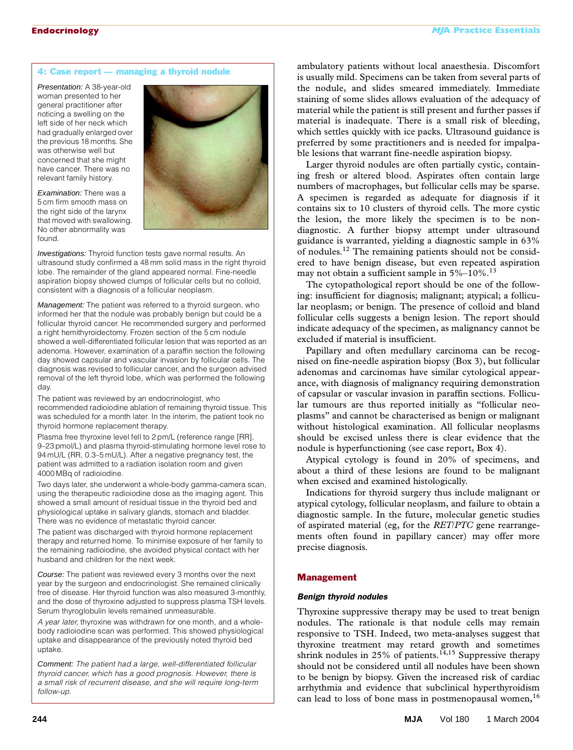### 4: Case report — managing a thyroid nodule

*Presentation:* A 38-year-old woman presented to her general practitioner after noticing a swelling on the left side of her neck which had gradually enlarged over the previous 18 months. She was otherwise well but concerned that she might have cancer. There was no relevant family history.

*Examination:* There was a 5 cm firm smooth mass on the right side of the larynx that moved with swallowing. No other abnormality was found.

*Investigations:* Thyroid function tests gave normal results. An ultrasound study confirmed a 48 mm solid mass in the right thyroid lobe. The remainder of the gland appeared normal. Fine-needle aspiration biopsy showed clumps of follicular cells but no colloid, consistent with a diagnosis of a follicular neoplasm.

*Management:* The patient was referred to a thyroid surgeon, who informed her that the nodule was probably benign but could be a follicular thyroid cancer. He recommended surgery and performed a right hemithyroidectomy. Frozen section of the 5 cm nodule showed a well-differentiated follicular lesion that was reported as an adenoma. However, examination of a paraffin section the following day showed capsular and vascular invasion by follicular cells. The diagnosis was revised to follicular cancer, and the surgeon advised removal of the left thyroid lobe, which was performed the following day.

The patient was reviewed by an endocrinologist, who recommended radioiodine ablation of remaining thyroid tissue. This was scheduled for a month later. In the interim, the patient took no thyroid hormone replacement therapy.

Plasma free thyroxine level fell to 2 pmol/L (reference range [RR], 9–23 pmol/L) and plasma thyroid-stimulating hormone level rose to 94 mU/L (RR, 0.3–5 mU/L). After a negative pregnancy test, the patient was admitted to a radiation isolation room and given 4000 MBq of radioiodine.

Two days later, she underwent a whole-body gamma-camera scan, using the therapeutic radioiodine dose as the imaging agent. This showed a small amount of residual tissue in the thyroid bed and physiological uptake in salivary glands, stomach and bladder. There was no evidence of metastatic thyroid cancer.

The patient was discharged with thyroid hormone replacement therapy and returned home. To minimise exposure of her family to the remaining radioiodine, she avoided physical contact with her husband and children for the next week.

*Course:* The patient was reviewed every 3 months over the next year by the surgeon and endocrinologist. She remained clinically free of disease. Her thyroid function was also measured 3-monthly, and the dose of thyroxine adjusted to suppress plasma TSH levels. Serum thyroglobulin levels remained unmeasurable.

*A year later,* thyroxine was withdrawn for one month, and a whole-body radioiodine scan was performed. This showed physiological uptake and disappearance of the previously noted thyroid bed uptake.

*Comment: The patient had a large, well-differentiated follicular thyroid cancer, which has a good prognosis. However, there is a small risk of recurrent disease, and she will require long-term follow-up.*

ambulatory patients without local anaesthesia. Discomfort is usually mild. Specimens can be taken from several parts of the nodule, and slides smeared immediately. Immediate staining of some slides allows evaluation of the adequacy of material while the patient is still present and further passes if material is inadequate. There is a small risk of bleeding, which settles quickly with ice packs. Ultrasound guidance is preferred by some practitioners and is needed for impalpable lesions that warrant fine-needle aspiration biopsy.

Larger thyroid nodules are often partially cystic, containing fresh or altered blood. Aspirates often contain large numbers of macrophages, but follicular cells may be sparse. A specimen is regarded as adequate for diagnosis if it contains six to 10 clusters of thyroid cells. The more cystic the lesion, the more likely the specimen is to be non-diagnostic. A further biopsy attempt under ultrasound guidance is warranted, yielding a diagnostic sample in 63% of nodules.[12] The remaining patients should not be considered to have benign disease, but even repeated aspiration may not obtain a sufficient sample in 5%–10%.[13]

The cytopathological report should be one of the following: insufficient for diagnosis; malignant; atypical; a follicular neoplasm; or benign. The presence of colloid and bland follicular cells suggests a benign lesion. The report should indicate adequacy of the specimen, as malignancy cannot be excluded if material is insufficient.

Papillary and often medullary carcinoma can be recognised on fine-needle aspiration biopsy (Box 3), but follicular adenomas and carcinomas have similar cytological appearance, with diagnosis of malignancy requiring demonstration of capsular or vascular invasion in paraffin sections. Follicular tumours are thus reported initially as "follicular neoplasms" and cannot be characterised as benign or malignant without histological examination. All follicular neoplasms should be excised unless there is clear evidence that the nodule is hyperfunctioning (see case report, Box 4).

Atypical cytology is found in 20% of specimens, and about a third of these lesions are found to be malignant when excised and examined histologically.

Indications for thyroid surgery thus include malignant or atypical cytology, follicular neoplasm, and failure to obtain a diagnostic sample. In the future, molecular genetic studies of aspirated material (eg, for the *RET/PTC* gene rearrangements often found in papillary cancer) may offer more precise diagnosis.

## Management

### Benign thyroid nodules

Thyroxine suppressive therapy may be used to treat benign nodules. The rationale is that nodule cells may remain responsive to TSH. Indeed, two meta-analyses suggest that thyroxine treatment may retard growth and sometimes shrink nodules in 25% of patients.[14,15] Suppressive therapy should not be considered until all nodules have been shown to be benign by biopsy. Given the increased risk of cardiac arrhythmia and evidence that subclinical hyperthyroidism can lead to loss of bone mass in postmenopausal women,[16]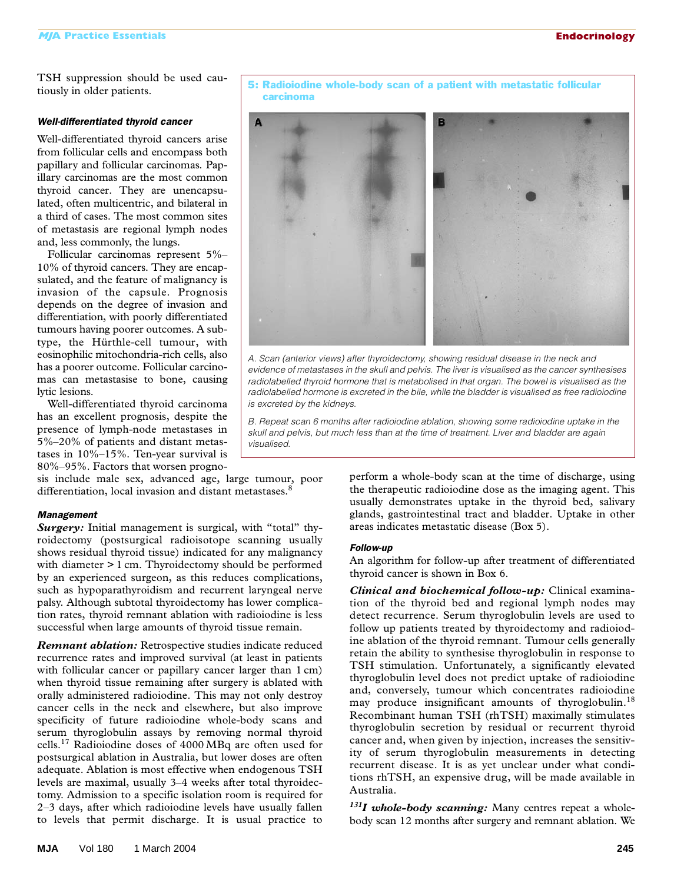TSH suppression should be used cautiously in older patients.

### Well-differentiated thyroid cancer

Well-differentiated thyroid cancers arise from follicular cells and encompass both papillary and follicular carcinomas. Papillary carcinomas are the most common thyroid cancer. They are unencapsulated, often multicentric, and bilateral in a third of cases. The most common sites of metastasis are regional lymph nodes and, less commonly, the lungs.

Follicular carcinomas represent 5%–10% of thyroid cancers. They are encapsulated, and the feature of malignancy is invasion of the capsule. Prognosis depends on the degree of invasion and differentiation, with poorly differentiated tumours having poorer outcomes. A subtype, the Hürthle-cell tumour, with eosinophilic mitochondria-rich cells, also has a poorer outcome. Follicular carcinomas can metastasise to bone, causing lytic lesions.

Well-differentiated thyroid carcinoma has an excellent prognosis, despite the presence of lymph-node metastases in 5%–20% of patients and distant metastases in 10%–15%. Ten-year survival is 80%–95%. Factors that worsen prognosis include male sex, advanced age, large tumour, poor differentiation, local invasion and distant metastases.[8]

**5: Radioiodine whole-body scan of a patient with metastatic follicular carcinoma**

*A. Scan (anterior views) after thyroidectomy, showing residual disease in the neck and evidence of metastases in the skull and pelvis. The liver is visualised as the cancer synthesises radiolabelled thyroid hormone that is metabolised in that organ. The bowel is visualised as the radiolabelled hormone is excreted in the bile, while the bladder is visualised as free radioiodine is excreted by the kidneys.*

*B. Repeat scan 6 months after radioiodine ablation, showing some radioiodine uptake in the skull and pelvis, but much less than at the time of treatment. Liver and bladder are again visualised.*

### Management

***Surgery:*** Initial management is surgical, with "total" thyroidectomy (postsurgical radioisotope scanning usually shows residual thyroid tissue) indicated for any malignancy with diameter > 1 cm. Thyroidectomy should be performed by an experienced surgeon, as this reduces complications, such as hypoparathyroidism and recurrent laryngeal nerve palsy. Although subtotal thyroidectomy has lower complication rates, thyroid remnant ablation with radioiodine is less successful when large amounts of thyroid tissue remain.

***Remnant ablation:*** Retrospective studies indicate reduced recurrence rates and improved survival (at least in patients with follicular cancer or papillary cancer larger than 1 cm) when thyroid tissue remaining after surgery is ablated with orally administered radioiodine. This may not only destroy cancer cells in the neck and elsewhere, but also improve specificity of future radioiodine whole-body scans and serum thyroglobulin assays by removing normal thyroid cells.[17] Radioiodine doses of 4000 MBq are often used for postsurgical ablation in Australia, but lower doses are often adequate. Ablation is most effective when endogenous TSH levels are maximal, usually 3–4 weeks after total thyroidectomy. Admission to a specific isolation room is required for 2–3 days, after which radioiodine levels have usually fallen to levels that permit discharge. It is usual practice to perform a whole-body scan at the time of discharge, using the therapeutic radioiodine dose as the imaging agent. This usually demonstrates uptake in the thyroid bed, salivary glands, gastrointestinal tract and bladder. Uptake in other areas indicates metastatic disease (Box 5).

### Follow-up

An algorithm for follow-up after treatment of differentiated thyroid cancer is shown in Box 6.

***Clinical and biochemical follow-up:*** Clinical examination of the thyroid bed and regional lymph nodes may detect recurrence. Serum thyroglobulin levels are used to follow up patients treated by thyroidectomy and radioiodine ablation of the thyroid remnant. Tumour cells generally retain the ability to synthesise thyroglobulin in response to TSH stimulation. Unfortunately, a significantly elevated thyroglobulin level does not predict uptake of radioiodine and, conversely, tumour which concentrates radioiodine may produce insignificant amounts of thyroglobulin.[18] Recombinant human TSH (rhTSH) maximally stimulates thyroglobulin secretion by residual or recurrent thyroid cancer and, when given by injection, increases the sensitivity of serum thyroglobulin measurements in detecting recurrent disease. It is as yet unclear under what conditions rhTSH, an expensive drug, will be made available in Australia.

***$^{131}$I whole-body scanning:*** Many centres repeat a whole-body scan 12 months after surgery and remnant ablation. We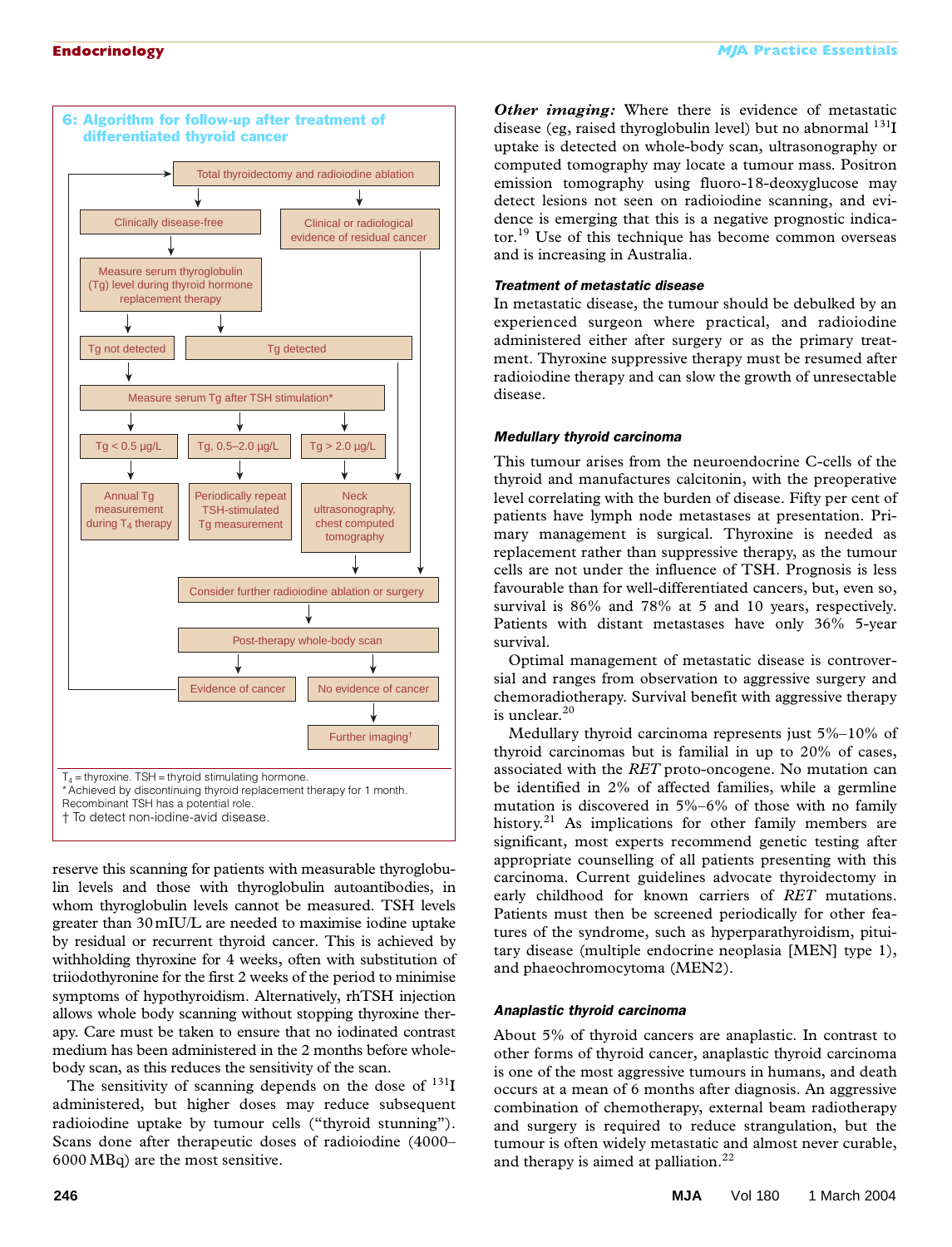**6: Algorithm for follow-up after treatment of differentiated thyroid cancer**

- Total thyroidectomy and radioiodine ablation
  - Clinically disease-free
    - Measure serum thyroglobulin (Tg) level during thyroid hormone replacement therapy
      - Tg not detected
        - Measure serum Tg after TSH stimulation*
          - Tg < 0.5 μg/L → Annual Tg measurement during $T_4$ therapy
          - Tg, 0.5–2.0 μg/L → Periodically repeat TSH-stimulated Tg measurement
          - Tg > 2.0 μg/L → Neck ultrasonography, chest computed tomography → Consider further radioiodine ablation or surgery
      - Tg detected → Neck ultrasonography, chest computed tomography
  - Clinical or radiological evidence of residual cancer → Consider further radioiodine ablation or surgery
- Consider further radioiodine ablation or surgery → Post-therapy whole-body scan
  - Evidence of cancer → (return to) Total thyroidectomy and radioiodine ablation
  - No evidence of cancer → Further imaging†

$T_4$ = thyroxine. TSH = thyroid stimulating hormone.
* Achieved by discontinuing thyroid replacement therapy for 1 month. Recombinant TSH has a potential role.
† To detect non-iodine-avid disease.

reserve this scanning for patients with measurable thyroglobulin levels and those with thyroglobulin autoantibodies, in whom thyroglobulin levels cannot be measured. TSH levels greater than 30 mIU/L are needed to maximise iodine uptake by residual or recurrent thyroid cancer. This is achieved by withholding thyroxine for 4 weeks, often with substitution of triiodothyronine for the first 2 weeks of the period to minimise symptoms of hypothyroidism. Alternatively, rhTSH injection allows whole body scanning without stopping thyroxine therapy. Care must be taken to ensure that no iodinated contrast medium has been administered in the 2 months before whole-body scan, as this reduces the sensitivity of the scan.

The sensitivity of scanning depends on the dose of $^{131}$I administered, but higher doses may reduce subsequent radioiodine uptake by tumour cells ("thyroid stunning"). Scans done after therapeutic doses of radioiodine (4000–6000 MBq) are the most sensitive.

***Other imaging:*** Where there is evidence of metastatic disease (eg, raised thyroglobulin level) but no abnormal $^{131}$I uptake is detected on whole-body scan, ultrasonography or computed tomography may locate a tumour mass. Positron emission tomography using fluoro-18-deoxyglucose may detect lesions not seen on radioiodine scanning, and evidence is emerging that this is a negative prognostic indicator.[19] Use of this technique has become common overseas and is increasing in Australia.

#### *Treatment of metastatic disease*

In metastatic disease, the tumour should be debulked by an experienced surgeon where practical, and radioiodine administered either after surgery or as the primary treatment. Thyroxine suppressive therapy must be resumed after radioiodine therapy and can slow the growth of unresectable disease.

### *Medullary thyroid carcinoma*

This tumour arises from the neuroendocrine C-cells of the thyroid and manufactures calcitonin, with the preoperative level correlating with the burden of disease. Fifty per cent of patients have lymph node metastases at presentation. Primary management is surgical. Thyroxine is needed as replacement rather than suppressive therapy, as the tumour cells are not under the influence of TSH. Prognosis is less favourable than for well-differentiated cancers, but, even so, survival is 86% and 78% at 5 and 10 years, respectively. Patients with distant metastases have only 36% 5-year survival.

Optimal management of metastatic disease is controversial and ranges from observation to aggressive surgery and chemoradiotherapy. Survival benefit with aggressive therapy is unclear.[20]

Medullary thyroid carcinoma represents just 5%–10% of thyroid carcinomas but is familial in up to 20% of cases, associated with the *RET* proto-oncogene. No mutation can be identified in 2% of affected families, while a germline mutation is discovered in 5%–6% of those with no family history.[21] As implications for other family members are significant, most experts recommend genetic testing after appropriate counselling of all patients presenting with this carcinoma. Current guidelines advocate thyroidectomy in early childhood for known carriers of *RET* mutations. Patients must then be screened periodically for other features of the syndrome, such as hyperparathyroidism, pituitary disease (multiple endocrine neoplasia [MEN] type 1), and phaeochromocytoma (MEN2).

### *Anaplastic thyroid carcinoma*

About 5% of thyroid cancers are anaplastic. In contrast to other forms of thyroid cancer, anaplastic thyroid carcinoma is one of the most aggressive tumours in humans, and death occurs at a mean of 6 months after diagnosis. An aggressive combination of chemotherapy, external beam radiotherapy and surgery is required to reduce strangulation, but the tumour is often widely metastatic and almost never curable, and therapy is aimed at palliation.[22]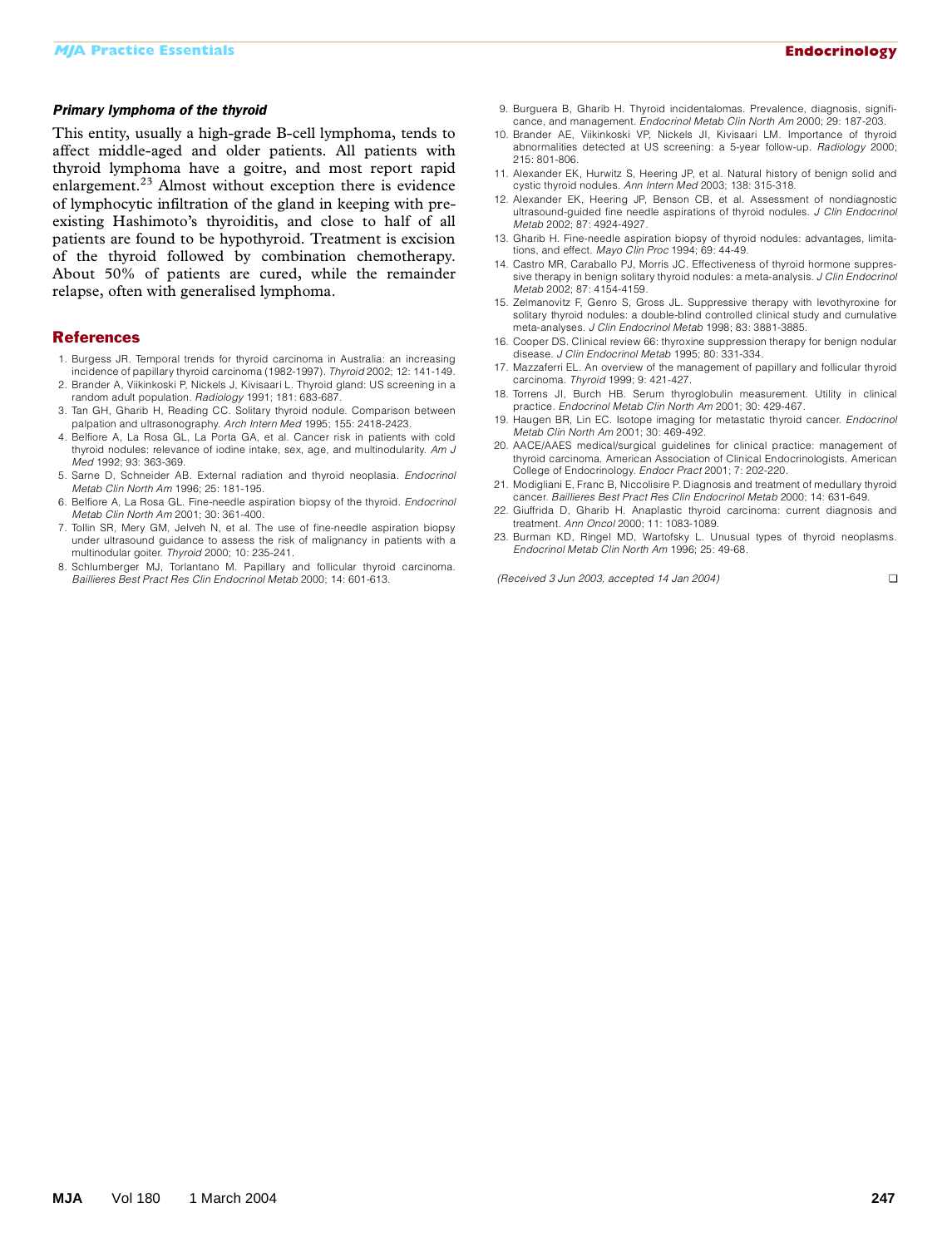### *Primary lymphoma of the thyroid*

This entity, usually a high-grade B-cell lymphoma, tends to affect middle-aged and older patients. All patients with thyroid lymphoma have a goitre, and most report rapid enlargement.[23] Almost without exception there is evidence of lymphocytic infiltration of the gland in keeping with pre-existing Hashimoto's thyroiditis, and close to half of all patients are found to be hypothyroid. Treatment is excision of the thyroid followed by combination chemotherapy. About 50% of patients are cured, while the remainder relapse, often with generalised lymphoma.

## References

1. Burgess JR. Temporal trends for thyroid carcinoma in Australia: an increasing incidence of papillary thyroid carcinoma (1982-1997). *Thyroid* 2002; 12: 141-149.
2. Brander A, Viikinkoski P, Nickels J, Kivisaari L. Thyroid gland: US screening in a random adult population. *Radiology* 1991; 181: 683-687.
3. Tan GH, Gharib H, Reading CC. Solitary thyroid nodule. Comparison between palpation and ultrasonography. *Arch Intern Med* 1995; 155: 2418-2423.
4. Belfiore A, La Rosa GL, La Porta GA, et al. Cancer risk in patients with cold thyroid nodules: relevance of iodine intake, sex, age, and multinodularity. *Am J Med* 1992; 93: 363-369.
5. Sarne D, Schneider AB. External radiation and thyroid neoplasia. *Endocrinol Metab Clin North Am* 1996; 25: 181-195.
6. Belfiore A, La Rosa GL. Fine-needle aspiration biopsy of the thyroid. *Endocrinol Metab Clin North Am* 2001; 30: 361-400.
7. Tollin SR, Mery GM, Jelveh N, et al. The use of fine-needle aspiration biopsy under ultrasound guidance to assess the risk of malignancy in patients with a multinodular goiter. *Thyroid* 2000; 10: 235-241.
8. Schlumberger MJ, Torlantano M. Papillary and follicular thyroid carcinoma. *Baillieres Best Pract Res Clin Endocrinol Metab* 2000; 14: 601-613.
9. Burguera B, Gharib H. Thyroid incidentalomas. Prevalence, diagnosis, significance, and management. *Endocrinol Metab Clin North Am* 2000; 29: 187-203.
10. Brander AE, Viikinkoski VP, Nickels JI, Kivisaari LM. Importance of thyroid abnormalities detected at US screening: a 5-year follow-up. *Radiology* 2000; 215: 801-806.
11. Alexander EK, Hurwitz S, Heering JP, et al. Natural history of benign solid and cystic thyroid nodules. *Ann Intern Med* 2003; 138: 315-318.
12. Alexander EK, Heering JP, Benson CB, et al. Assessment of nondiagnostic ultrasound-guided fine needle aspirations of thyroid nodules. *J Clin Endocrinol Metab* 2002; 87: 4924-4927.
13. Gharib H. Fine-needle aspiration biopsy of thyroid nodules: advantages, limitations, and effect. *Mayo Clin Proc* 1994; 69: 44-49.
14. Castro MR, Caraballo PJ, Morris JC. Effectiveness of thyroid hormone suppressive therapy in benign solitary thyroid nodules: a meta-analysis. *J Clin Endocrinol Metab* 2002; 87: 4154-4159.
15. Zelmanovitz F, Genro S, Gross JL. Suppressive therapy with levothyroxine for solitary thyroid nodules: a double-blind controlled clinical study and cumulative meta-analyses. *J Clin Endocrinol Metab* 1998; 83: 3881-3885.
16. Cooper DS. Clinical review 66: thyroxine suppression therapy for benign nodular disease. *J Clin Endocrinol Metab* 1995; 80: 331-334.
17. Mazzaferri EL. An overview of the management of papillary and follicular thyroid carcinoma. *Thyroid* 1999; 9: 421-427.
18. Torrens JI, Burch HB. Serum thyroglobulin measurement. Utility in clinical practice. *Endocrinol Metab Clin North Am* 2001; 30: 429-467.
19. Haugen BR, Lin EC. Isotope imaging for metastatic thyroid cancer. *Endocrinol Metab Clin North Am* 2001; 30: 469-492.
20. AACE/AAES medical/surgical guidelines for clinical practice: management of thyroid carcinoma. American Association of Clinical Endocrinologists. American College of Endocrinology. *Endocr Pract* 2001; 7: 202-220.
21. Modigliani E, Franc B, Niccolisire P. Diagnosis and treatment of medullary thyroid cancer. *Baillieres Best Pract Res Clin Endocrinol Metab* 2000; 14: 631-649.
22. Giuffrida D, Gharib H. Anaplastic thyroid carcinoma: current diagnosis and treatment. *Ann Oncol* 2000; 11: 1083-1089.
23. Burman KD, Ringel MD, Wartofsky L. Unusual types of thyroid neoplasms. *Endocrinol Metab Clin North Am* 1996; 25: 49-68.

*(Received 3 Jun 2003, accepted 14 Jan 2004)* ❑